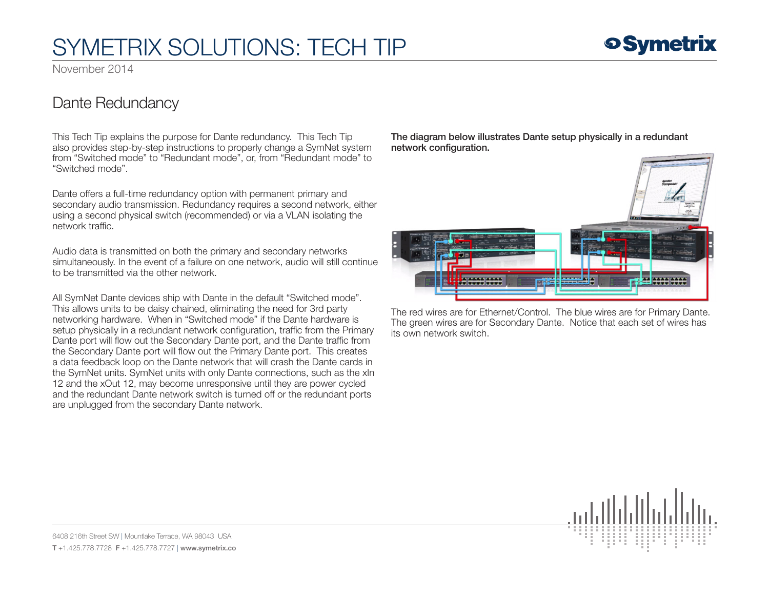# SYMETRIX SOLUTIONS: TECH TIP

November 2014

## Dante Redundancy

This Tech Tip explains the purpose for Dante redundancy. This Tech Tip also provides step-by-step instructions to properly change a SymNet system from "Switched mode" to "Redundant mode", or, from "Redundant mode" to "Switched mode".

Dante offers a full-time redundancy option with permanent primary and secondary audio transmission. Redundancy requires a second network, either using a second physical switch (recommended) or via a VLAN isolating the network traffic.

Audio data is transmitted on both the primary and secondary networks simultaneously. In the event of a failure on one network, audio will still continue to be transmitted via the other network.

All SymNet Dante devices ship with Dante in the default "Switched mode". This allows units to be daisy chained, eliminating the need for 3rd party networking hardware. When in "Switched mode" if the Dante hardware is setup physically in a redundant network configuration, traffic from the Primary Dante port will flow out the Secondary Dante port, and the Dante traffic from the Secondary Dante port will flow out the Primary Dante port. This creates a data feedback loop on the Dante network that will crash the Dante cards in the SymNet units. SymNet units with only Dante connections, such as the xIn 12 and the xOut 12, may become unresponsive until they are power cycled and the redundant Dante network switch is turned off or the redundant ports are unplugged from the secondary Dante network.

**The diagram below illustrates Dante setup physically in a redundant network configuration.**

The red wires are for Ethernet/Control. The blue wires are for Primary Dante. The green wires are for Secondary Dante. Notice that each set of wires has its own network switch.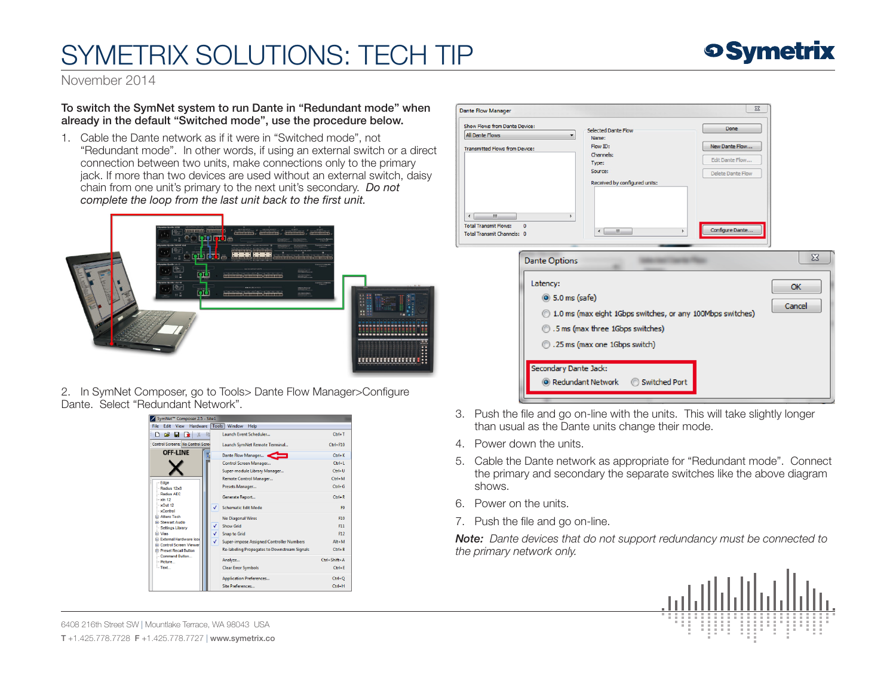# SYMETRIX SOLUTIONS: TECH TIP

November 2014

**To switch the SymNet system to run Dante in "Redundant mode" when already in the default "Switched mode", use the procedure below.**

1. Cable the Dante network as if it were in "Switched mode", not "Redundant mode". In other words, if using an external switch or a direct connection between two units, make connections only to the primary jack. If more than two devices are used without an external switch, daisy chain from one unit's primary to the next unit's secondary. *Do not complete the loop from the last unit back to the first unit.*

2. In SymNet Composer, go to Tools> Dante Flow Manager>Configure Dante. Select "Redundant Network".

3. Push the file and go on-line with the units. This will take slightly longer than usual as the Dante units change their mode.

4. Power down the units.

5. Cable the Dante network as appropriate for "Redundant mode". Connect the primary and secondary the separate switches like the above diagram shows.

6. Power on the units.

7. Push the file and go on-line.

***Note:*** *Dante devices that do not support redundancy must be connected to the primary network only.*

6408 216th Street SW | Mountlake Terrace, WA 98043 USA

**T** +1.425.778.7728 **F** +1.425.778.7727 | **www.symetrix.co**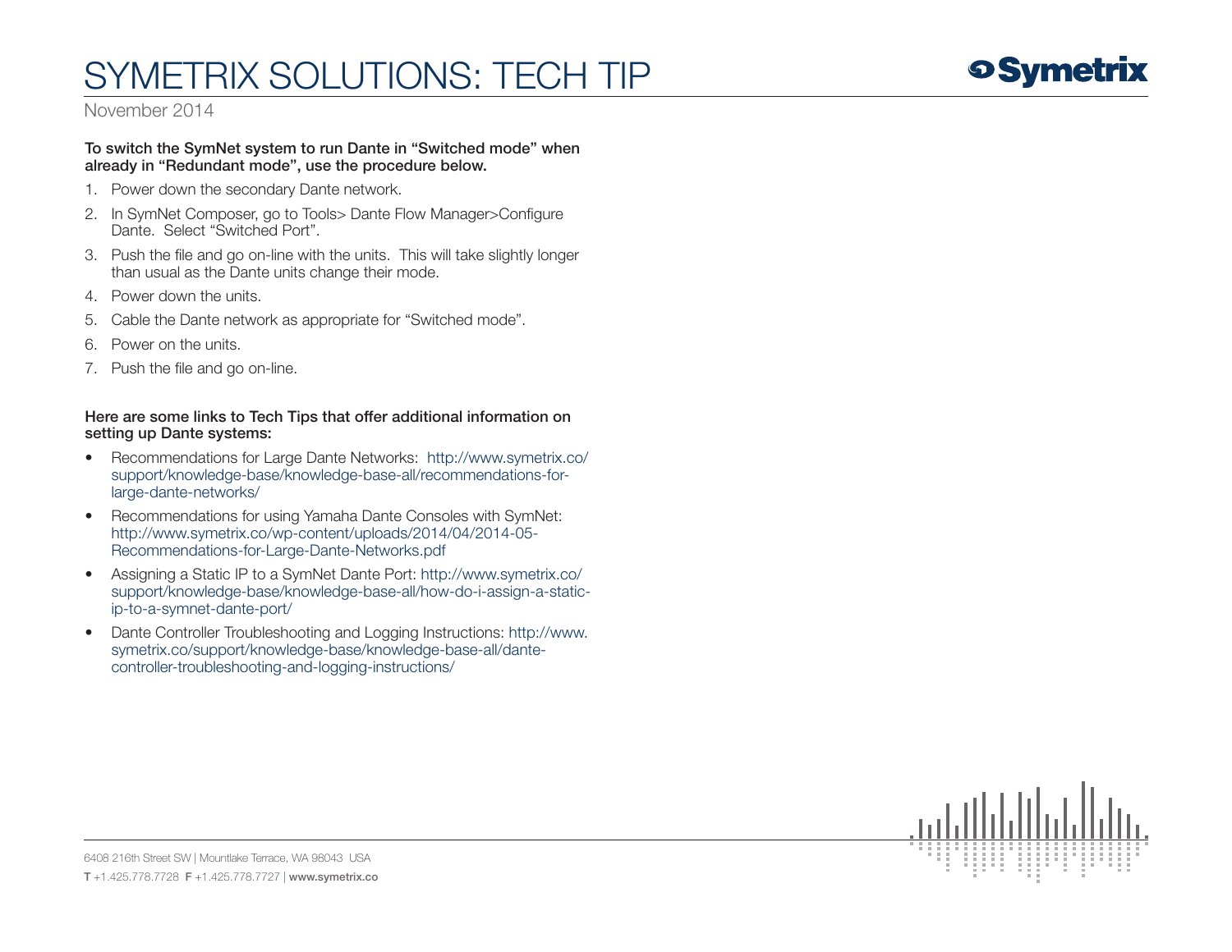**To switch the SymNet system to run Dante in "Switched mode" when already in "Redundant mode", use the procedure below.**

1. Power down the secondary Dante network.
2. In SymNet Composer, go to Tools> Dante Flow Manager>Configure Dante. Select "Switched Port".
3. Push the file and go on-line with the units. This will take slightly longer than usual as the Dante units change their mode.
4. Power down the units.
5. Cable the Dante network as appropriate for "Switched mode".
6. Power on the units.
7. Push the file and go on-line.

**Here are some links to Tech Tips that offer additional information on setting up Dante systems:**

- Recommendations for Large Dante Networks: http://www.symetrix.co/support/knowledge-base/knowledge-base-all/recommendations-for-large-dante-networks/
- Recommendations for using Yamaha Dante Consoles with SymNet: http://www.symetrix.co/wp-content/uploads/2014/04/2014-05-Recommendations-for-Large-Dante-Networks.pdf
- Assigning a Static IP to a SymNet Dante Port: http://www.symetrix.co/support/knowledge-base/knowledge-base-all/how-do-i-assign-a-static-ip-to-a-symnet-dante-port/
- Dante Controller Troubleshooting and Logging Instructions: http://www.symetrix.co/support/knowledge-base/knowledge-base-all/dante-controller-troubleshooting-and-logging-instructions/